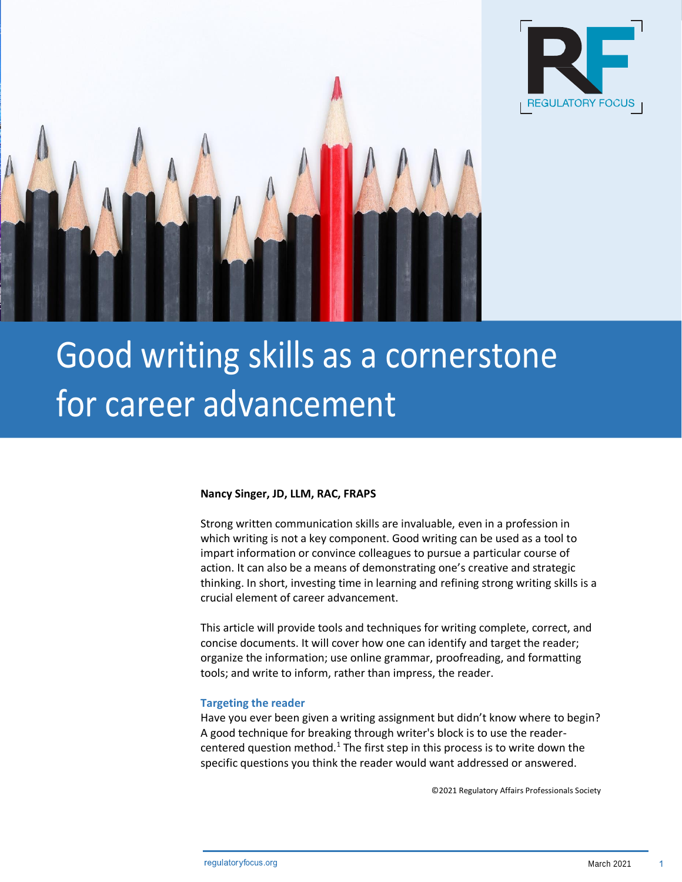# Good writing skills as a cornerstone for career advancement

**Nancy Singer, JD, LLM, RAC, FRAPS**

Strong written communication skills are invaluable, even in a profession in which writing is not a key component. Good writing can be used as a tool to impart information or convince colleagues to pursue a particular course of action. It can also be a means of demonstrating one's creative and strategic thinking. In short, investing time in learning and refining strong writing skills is a crucial element of career advancement.

This article will provide tools and techniques for writing complete, correct, and concise documents. It will cover how one can identify and target the reader; organize the information; use online grammar, proofreading, and formatting tools; and write to inform, rather than impress, the reader.

## Targeting the reader

Have you ever been given a writing assignment but didn't know where to begin? A good technique for breaking through writer's block is to use the reader-centered question method.[1] The first step in this process is to write down the specific questions you think the reader would want addressed or answered.

©2021 Regulatory Affairs Professionals Society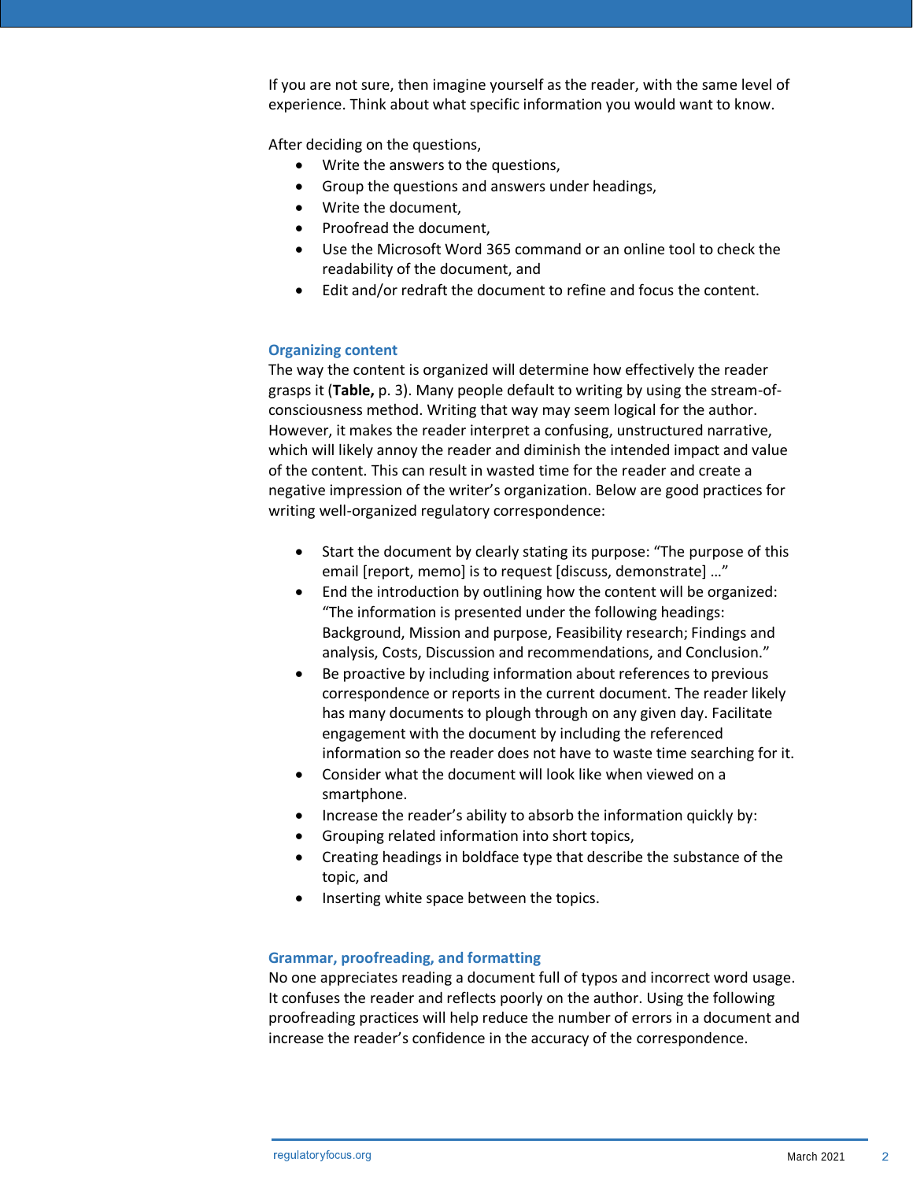If you are not sure, then imagine yourself as the reader, with the same level of experience. Think about what specific information you would want to know.

After deciding on the questions,

- Write the answers to the questions,
- Group the questions and answers under headings,
- Write the document,
- Proofread the document,
- Use the Microsoft Word 365 command or an online tool to check the readability of the document, and
- Edit and/or redraft the document to refine and focus the content.

## Organizing content

The way the content is organized will determine how effectively the reader grasps it (**Table,** p. 3). Many people default to writing by using the stream-of-consciousness method. Writing that way may seem logical for the author. However, it makes the reader interpret a confusing, unstructured narrative, which will likely annoy the reader and diminish the intended impact and value of the content. This can result in wasted time for the reader and create a negative impression of the writer's organization. Below are good practices for writing well-organized regulatory correspondence:

- Start the document by clearly stating its purpose: "The purpose of this email [report, memo] is to request [discuss, demonstrate] …"
- End the introduction by outlining how the content will be organized: "The information is presented under the following headings: Background, Mission and purpose, Feasibility research; Findings and analysis, Costs, Discussion and recommendations, and Conclusion."
- Be proactive by including information about references to previous correspondence or reports in the current document. The reader likely has many documents to plough through on any given day. Facilitate engagement with the document by including the referenced information so the reader does not have to waste time searching for it.
- Consider what the document will look like when viewed on a smartphone.
- Increase the reader's ability to absorb the information quickly by:
- Grouping related information into short topics,
- Creating headings in boldface type that describe the substance of the topic, and
- Inserting white space between the topics.

## Grammar, proofreading, and formatting

No one appreciates reading a document full of typos and incorrect word usage. It confuses the reader and reflects poorly on the author. Using the following proofreading practices will help reduce the number of errors in a document and increase the reader's confidence in the accuracy of the correspondence.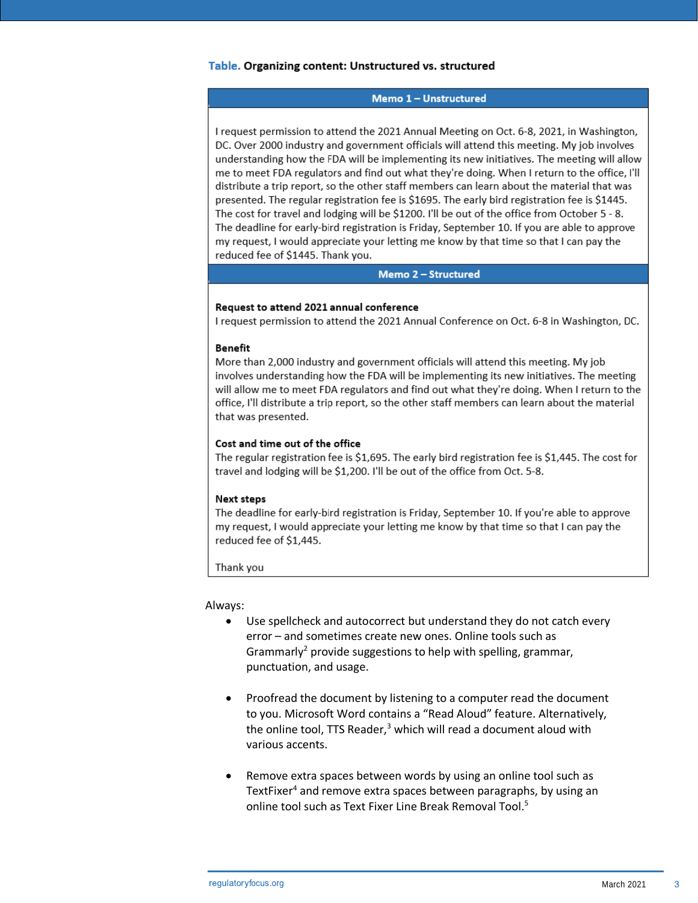**Table.** **Organizing content: Unstructured vs. structured**

| Memo 1 – Unstructured |
| --- |
| I request permission to attend the 2021 Annual Meeting on Oct. 6-8, 2021, in Washington, DC. Over 2000 industry and government officials will attend this meeting. My job involves understanding how the FDA will be implementing its new initiatives. The meeting will allow me to meet FDA regulators and find out what they're doing. When I return to the office, I'll distribute a trip report, so the other staff members can learn about the material that was presented. The regular registration fee is $1695. The early bird registration fee is $1445. The cost for travel and lodging will be $1200. I'll be out of the office from October 5 - 8. The deadline for early-bird registration is Friday, September 10. If you are able to approve my request, I would appreciate your letting me know by that time so that I can pay the reduced fee of $1445. Thank you. |
| **Memo 2 – Structured** |
| **Request to attend 2021 annual conference**<br>I request permission to attend the 2021 Annual Conference on Oct. 6-8 in Washington, DC.<br><br>**Benefit**<br>More than 2,000 industry and government officials will attend this meeting. My job involves understanding how the FDA will be implementing its new initiatives. The meeting will allow me to meet FDA regulators and find out what they're doing. When I return to the office, I'll distribute a trip report, so the other staff members can learn about the material that was presented.<br><br>**Cost and time out of the office**<br>The regular registration fee is $1,695. The early bird registration fee is $1,445. The cost for travel and lodging will be $1,200. I'll be out of the office from Oct. 5-8.<br><br>**Next steps**<br>The deadline for early-bird registration is Friday, September 10. If you're able to approve my request, I would appreciate your letting me know by that time so that I can pay the reduced fee of $1,445.<br><br>Thank you |

Always:

- Use spellcheck and autocorrect but understand they do not catch every error – and sometimes create new ones. Online tools such as Grammarly[2] provide suggestions to help with spelling, grammar, punctuation, and usage.

- Proofread the document by listening to a computer read the document to you. Microsoft Word contains a "Read Aloud" feature. Alternatively, the online tool, TTS Reader,[3] which will read a document aloud with various accents.

- Remove extra spaces between words by using an online tool such as TextFixer[4] and remove extra spaces between paragraphs, by using an online tool such as Text Fixer Line Break Removal Tool.[5]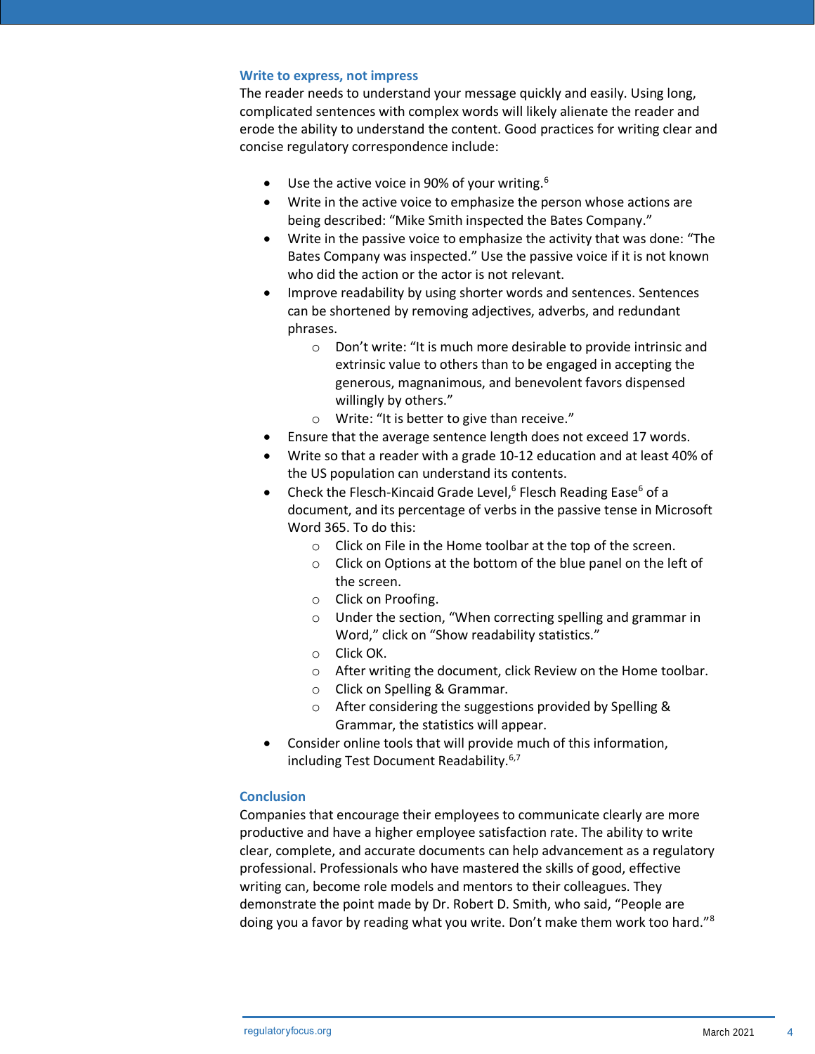### Write to express, not impress

The reader needs to understand your message quickly and easily. Using long, complicated sentences with complex words will likely alienate the reader and erode the ability to understand the content. Good practices for writing clear and concise regulatory correspondence include:

- Use the active voice in 90% of your writing.[6]
- Write in the active voice to emphasize the person whose actions are being described: "Mike Smith inspected the Bates Company."
- Write in the passive voice to emphasize the activity that was done: "The Bates Company was inspected." Use the passive voice if it is not known who did the action or the actor is not relevant.
- Improve readability by using shorter words and sentences. Sentences can be shortened by removing adjectives, adverbs, and redundant phrases.
    - Don't write: "It is much more desirable to provide intrinsic and extrinsic value to others than to be engaged in accepting the generous, magnanimous, and benevolent favors dispensed willingly by others."
    - Write: "It is better to give than receive."
- Ensure that the average sentence length does not exceed 17 words.
- Write so that a reader with a grade 10-12 education and at least 40% of the US population can understand its contents.
- Check the Flesch-Kincaid Grade Level,[6] Flesch Reading Ease[6] of a document, and its percentage of verbs in the passive tense in Microsoft Word 365. To do this:
    - Click on File in the Home toolbar at the top of the screen.
    - Click on Options at the bottom of the blue panel on the left of the screen.
    - Click on Proofing.
    - Under the section, "When correcting spelling and grammar in Word," click on "Show readability statistics."
    - Click OK.
    - After writing the document, click Review on the Home toolbar.
    - Click on Spelling & Grammar.
    - After considering the suggestions provided by Spelling & Grammar, the statistics will appear.
- Consider online tools that will provide much of this information, including Test Document Readability.[6,7]

### Conclusion

Companies that encourage their employees to communicate clearly are more productive and have a higher employee satisfaction rate. The ability to write clear, complete, and accurate documents can help advancement as a regulatory professional. Professionals who have mastered the skills of good, effective writing can, become role models and mentors to their colleagues. They demonstrate the point made by Dr. Robert D. Smith, who said, "People are doing you a favor by reading what you write. Don't make them work too hard."[8]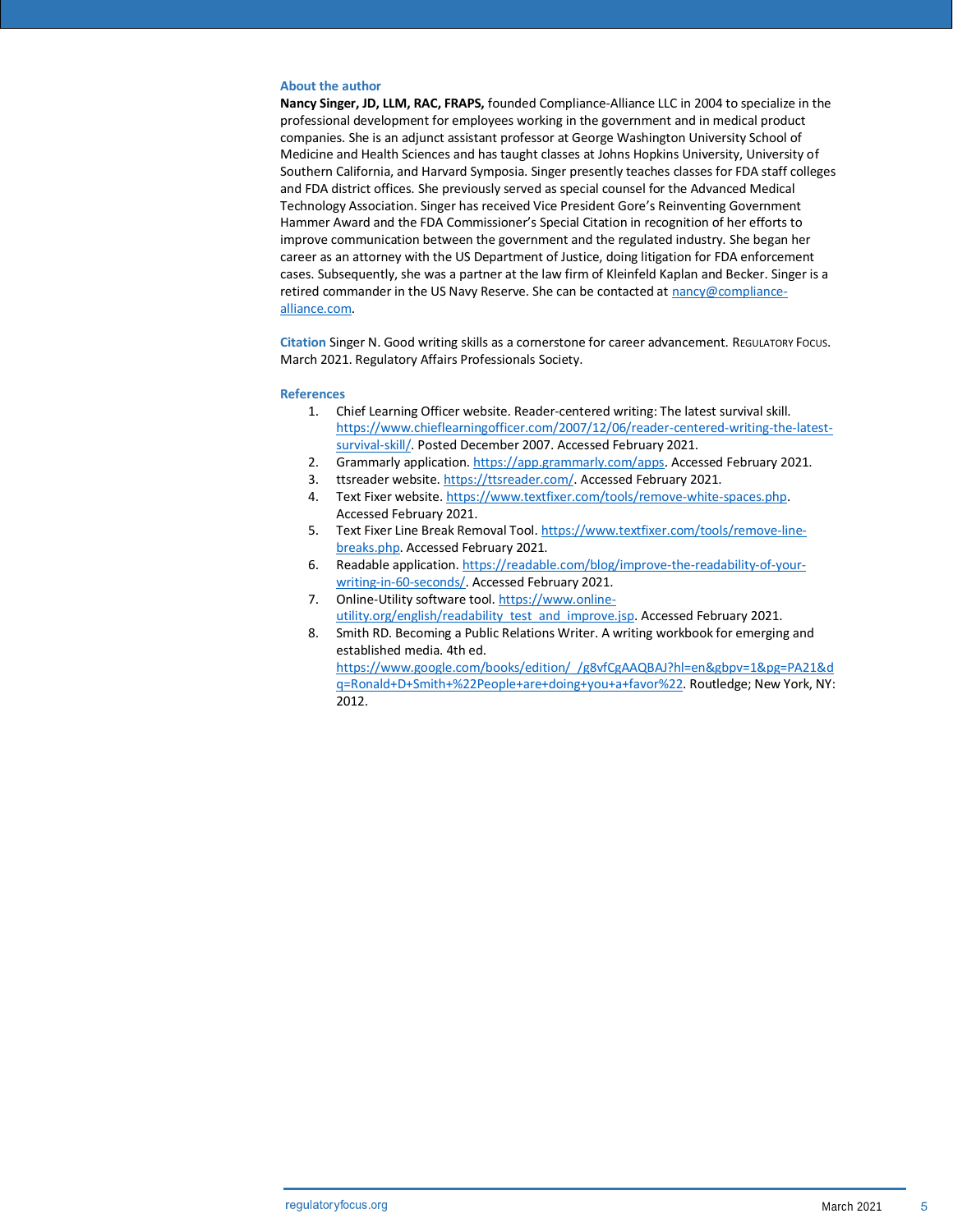### About the author

**Nancy Singer, JD, LLM, RAC, FRAPS,** founded Compliance-Alliance LLC in 2004 to specialize in the professional development for employees working in the government and in medical product companies. She is an adjunct assistant professor at George Washington University School of Medicine and Health Sciences and has taught classes at Johns Hopkins University, University of Southern California, and Harvard Symposia. Singer presently teaches classes for FDA staff colleges and FDA district offices. She previously served as special counsel for the Advanced Medical Technology Association. Singer has received Vice President Gore's Reinventing Government Hammer Award and the FDA Commissioner's Special Citation in recognition of her efforts to improve communication between the government and the regulated industry. She began her career as an attorney with the US Department of Justice, doing litigation for FDA enforcement cases. Subsequently, she was a partner at the law firm of Kleinfeld Kaplan and Becker. Singer is a retired commander in the US Navy Reserve. She can be contacted at nancy@compliance-alliance.com.

**Citation** Singer N. Good writing skills as a cornerstone for career advancement. Regulatory Focus. March 2021. Regulatory Affairs Professionals Society.

### References

1. Chief Learning Officer website. Reader-centered writing: The latest survival skill. https://www.chieflearningofficer.com/2007/12/06/reader-centered-writing-the-latest-survival-skill/. Posted December 2007. Accessed February 2021.
2. Grammarly application. https://app.grammarly.com/apps. Accessed February 2021.
3. ttsreader website. https://ttsreader.com/. Accessed February 2021.
4. Text Fixer website. https://www.textfixer.com/tools/remove-white-spaces.php. Accessed February 2021.
5. Text Fixer Line Break Removal Tool. https://www.textfixer.com/tools/remove-line-breaks.php. Accessed February 2021.
6. Readable application. https://readable.com/blog/improve-the-readability-of-your-writing-in-60-seconds/. Accessed February 2021.
7. Online-Utility software tool. https://www.online-utility.org/english/readability_test_and_improve.jsp. Accessed February 2021.
8. Smith RD. Becoming a Public Relations Writer. A writing workbook for emerging and established media. 4th ed. https://www.google.com/books/edition/_/g8vfCgAAQBAJ?hl=en&gbpv=1&pg=PA21&dq=Ronald+D+Smith+%22People+are+doing+you+a+favor%22. Routledge; New York, NY: 2012.